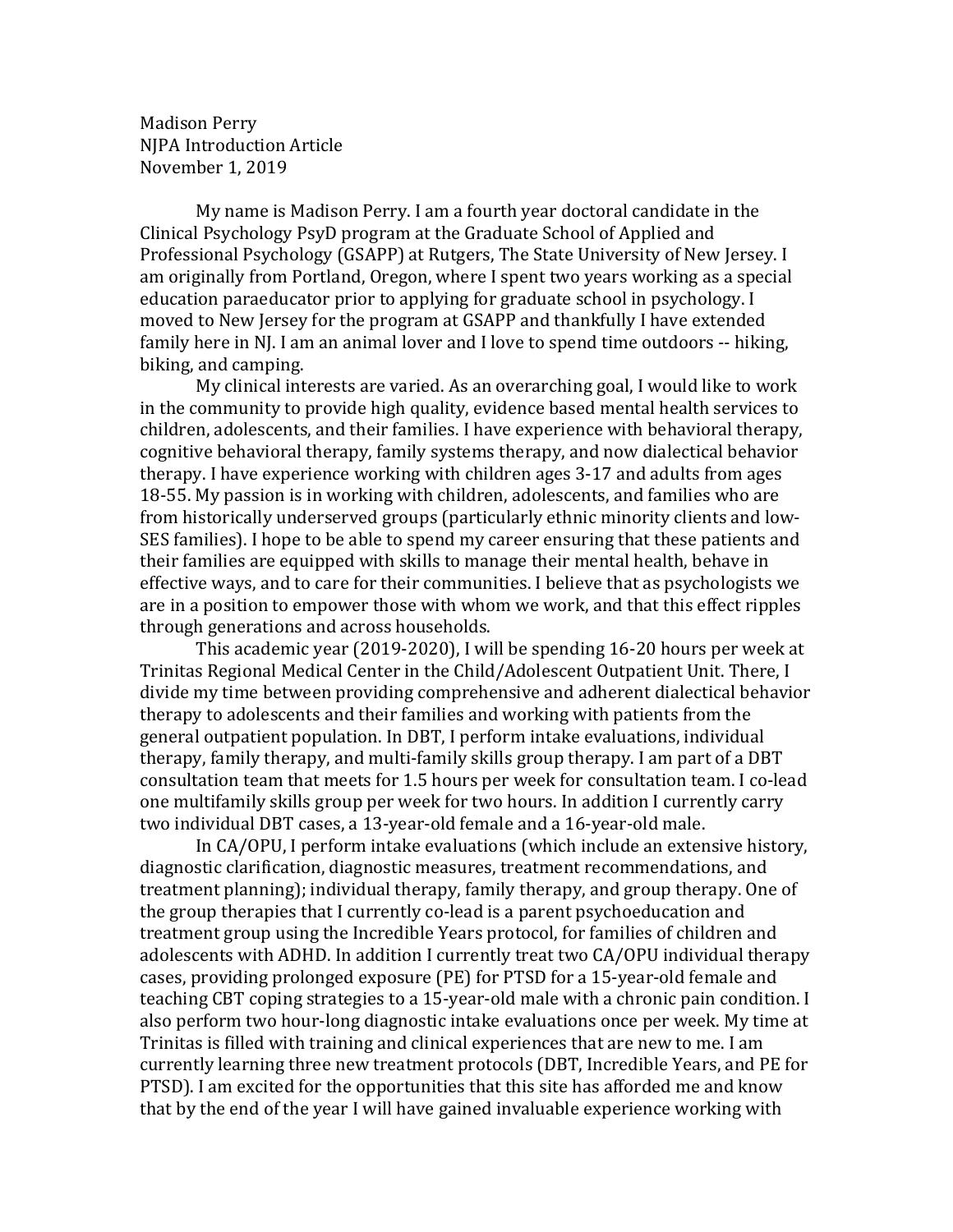Madison Perry
NJPA Introduction Article
November 1, 2019

My name is Madison Perry. I am a fourth year doctoral candidate in the Clinical Psychology PsyD program at the Graduate School of Applied and Professional Psychology (GSAPP) at Rutgers, The State University of New Jersey. I am originally from Portland, Oregon, where I spent two years working as a special education paraeducator prior to applying for graduate school in psychology. I moved to New Jersey for the program at GSAPP and thankfully I have extended family here in NJ. I am an animal lover and I love to spend time outdoors -- hiking, biking, and camping.

My clinical interests are varied. As an overarching goal, I would like to work in the community to provide high quality, evidence based mental health services to children, adolescents, and their families. I have experience with behavioral therapy, cognitive behavioral therapy, family systems therapy, and now dialectical behavior therapy. I have experience working with children ages 3-17 and adults from ages 18-55. My passion is in working with children, adolescents, and families who are from historically underserved groups (particularly ethnic minority clients and low-SES families). I hope to be able to spend my career ensuring that these patients and their families are equipped with skills to manage their mental health, behave in effective ways, and to care for their communities. I believe that as psychologists we are in a position to empower those with whom we work, and that this effect ripples through generations and across households.

This academic year (2019-2020), I will be spending 16-20 hours per week at Trinitas Regional Medical Center in the Child/Adolescent Outpatient Unit. There, I divide my time between providing comprehensive and adherent dialectical behavior therapy to adolescents and their families and working with patients from the general outpatient population. In DBT, I perform intake evaluations, individual therapy, family therapy, and multi-family skills group therapy. I am part of a DBT consultation team that meets for 1.5 hours per week for consultation team. I co-lead one multifamily skills group per week for two hours. In addition I currently carry two individual DBT cases, a 13-year-old female and a 16-year-old male.

In CA/OPU, I perform intake evaluations (which include an extensive history, diagnostic clarification, diagnostic measures, treatment recommendations, and treatment planning); individual therapy, family therapy, and group therapy. One of the group therapies that I currently co-lead is a parent psychoeducation and treatment group using the Incredible Years protocol, for families of children and adolescents with ADHD. In addition I currently treat two CA/OPU individual therapy cases, providing prolonged exposure (PE) for PTSD for a 15-year-old female and teaching CBT coping strategies to a 15-year-old male with a chronic pain condition. I also perform two hour-long diagnostic intake evaluations once per week. My time at Trinitas is filled with training and clinical experiences that are new to me. I am currently learning three new treatment protocols (DBT, Incredible Years, and PE for PTSD). I am excited for the opportunities that this site has afforded me and know that by the end of the year I will have gained invaluable experience working with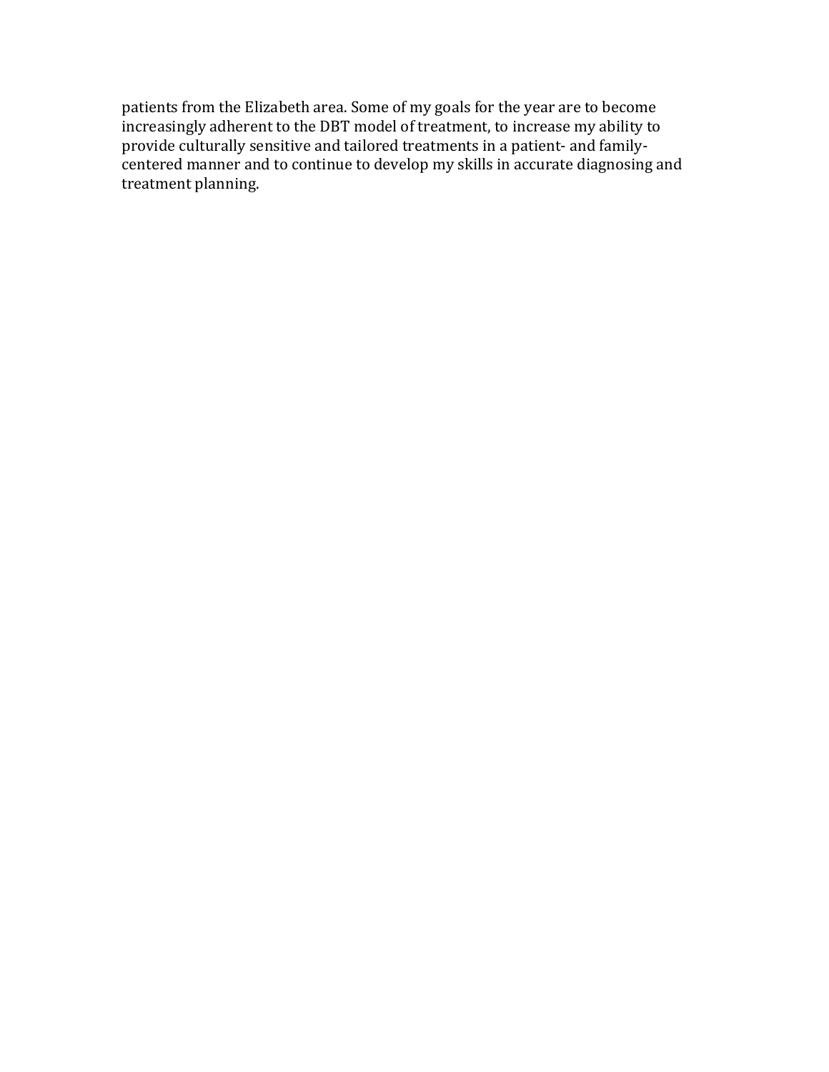patients from the Elizabeth area. Some of my goals for the year are to become increasingly adherent to the DBT model of treatment, to increase my ability to provide culturally sensitive and tailored treatments in a patient- and family-centered manner and to continue to develop my skills in accurate diagnosing and treatment planning.